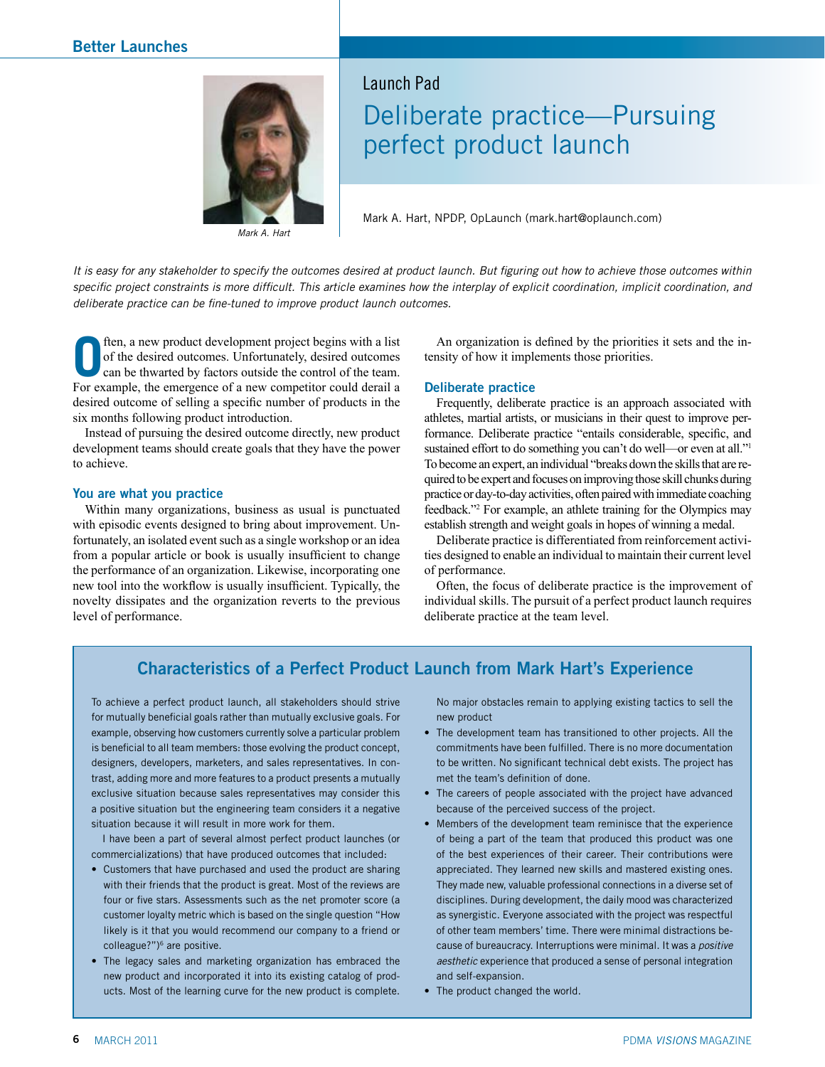Launch Pad

# Deliberate practice—Pursuing perfect product launch

Mark A. Hart

Mark A. Hart, NPDP, OpLaunch (mark.hart@oplaunch.com)

*It is easy for any stakeholder to specify the outcomes desired at product launch. But figuring out how to achieve those outcomes within specific project constraints is more difficult. This article examines how the interplay of explicit coordination, implicit coordination, and deliberate practice can be fine-tuned to improve product launch outcomes.*

Often, a new product development project begins with a list of the desired outcomes. Unfortunately, desired outcomes can be thwarted by factors outside the control of the team. For example, the emergence of a new competitor could derail a desired outcome of selling a specific number of products in the six months following product introduction.

Instead of pursuing the desired outcome directly, new product development teams should create goals that they have the power to achieve.

## You are what you practice

Within many organizations, business as usual is punctuated with episodic events designed to bring about improvement. Unfortunately, an isolated event such as a single workshop or an idea from a popular article or book is usually insufficient to change the performance of an organization. Likewise, incorporating one new tool into the workflow is usually insufficient. Typically, the novelty dissipates and the organization reverts to the previous level of performance.

An organization is defined by the priorities it sets and the intensity of how it implements those priorities.

## Deliberate practice

Frequently, deliberate practice is an approach associated with athletes, martial artists, or musicians in their quest to improve performance. Deliberate practice "entails considerable, specific, and sustained effort to do something you can't do well—or even at all."[1] To become an expert, an individual "breaks down the skills that are required to be expert and focuses on improving those skill chunks during practice or day-to-day activities, often paired with immediate coaching feedback."[2] For example, an athlete training for the Olympics may establish strength and weight goals in hopes of winning a medal.

Deliberate practice is differentiated from reinforcement activities designed to enable an individual to maintain their current level of performance.

Often, the focus of deliberate practice is the improvement of individual skills. The pursuit of a perfect product launch requires deliberate practice at the team level.

## Characteristics of a Perfect Product Launch from Mark Hart's Experience

To achieve a perfect product launch, all stakeholders should strive for mutually beneficial goals rather than mutually exclusive goals. For example, observing how customers currently solve a particular problem is beneficial to all team members: those evolving the product concept, designers, developers, marketers, and sales representatives. In contrast, adding more and more features to a product presents a mutually exclusive situation because sales representatives may consider this a positive situation but the engineering team considers it a negative situation because it will result in more work for them.

I have been a part of several almost perfect product launches (or commercializations) that have produced outcomes that included:

- Customers that have purchased and used the product are sharing with their friends that the product is great. Most of the reviews are four or five stars. Assessments such as the net promoter score (a customer loyalty metric which is based on the single question "How likely is it that you would recommend our company to a friend or colleague?")[6] are positive.
- The legacy sales and marketing organization has embraced the new product and incorporated it into its existing catalog of products. Most of the learning curve for the new product is complete. No major obstacles remain to applying existing tactics to sell the new product
- The development team has transitioned to other projects. All the commitments have been fulfilled. There is no more documentation to be written. No significant technical debt exists. The project has met the team's definition of done.
- The careers of people associated with the project have advanced because of the perceived success of the project.
- Members of the development team reminisce that the experience of being a part of the team that produced this product was one of the best experiences of their career. Their contributions were appreciated. They learned new skills and mastered existing ones. They made new, valuable professional connections in a diverse set of disciplines. During development, the daily mood was characterized as synergistic. Everyone associated with the project was respectful of other team members' time. There were minimal distractions because of bureaucracy. Interruptions were minimal. It was a *positive aesthetic* experience that produced a sense of personal integration and self-expansion.
- The product changed the world.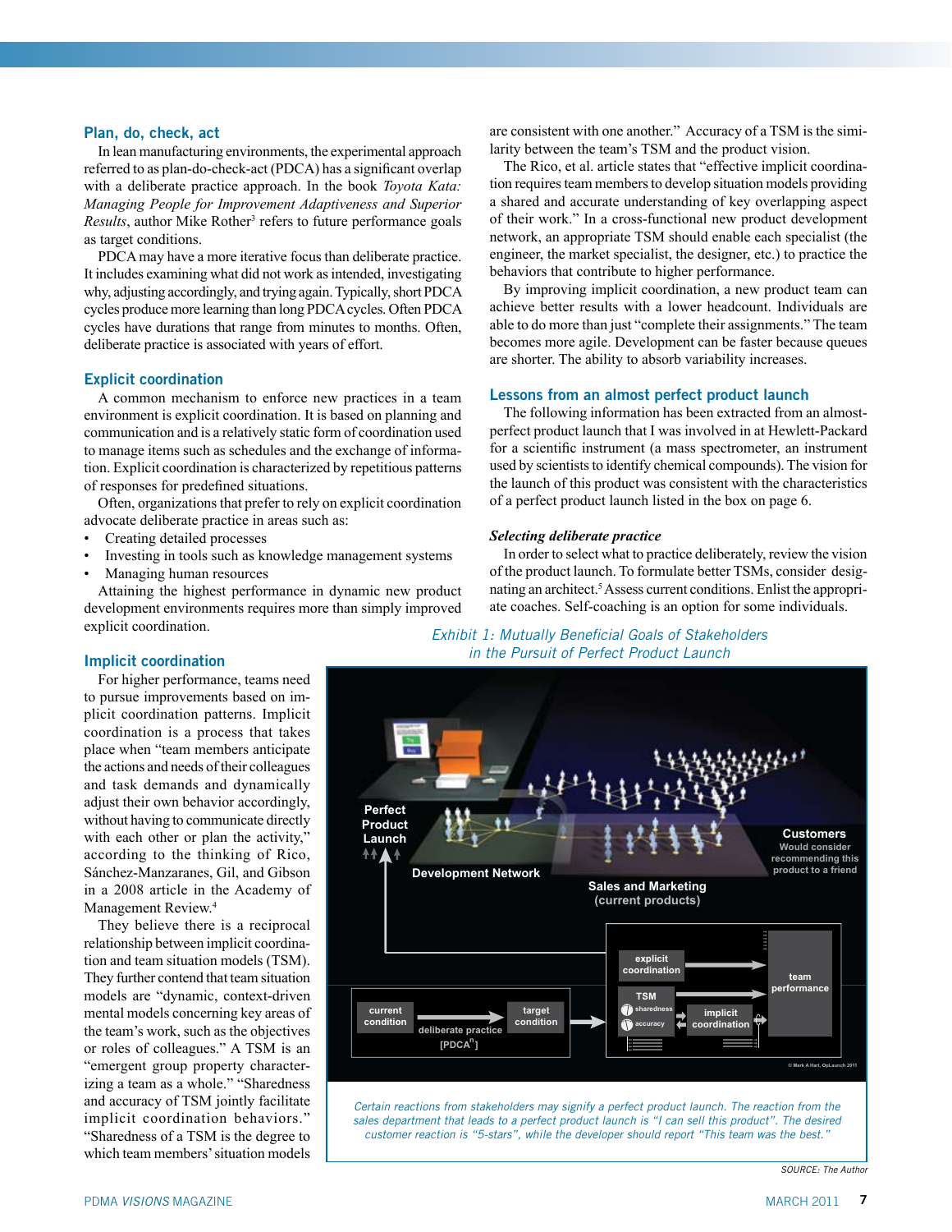## Plan, do, check, act

In lean manufacturing environments, the experimental approach referred to as plan-do-check-act (PDCA) has a significant overlap with a deliberate practice approach. In the book *Toyota Kata: Managing People for Improvement Adaptiveness and Superior Results*, author Mike Rother[3] refers to future performance goals as target conditions.

PDCA may have a more iterative focus than deliberate practice. It includes examining what did not work as intended, investigating why, adjusting accordingly, and trying again. Typically, short PDCA cycles produce more learning than long PDCA cycles. Often PDCA cycles have durations that range from minutes to months. Often, deliberate practice is associated with years of effort.

## Explicit coordination

A common mechanism to enforce new practices in a team environment is explicit coordination. It is based on planning and communication and is a relatively static form of coordination used to manage items such as schedules and the exchange of information. Explicit coordination is characterized by repetitious patterns of responses for predefined situations.

Often, organizations that prefer to rely on explicit coordination advocate deliberate practice in areas such as:

- Creating detailed processes
- Investing in tools such as knowledge management systems
- Managing human resources

Attaining the highest performance in dynamic new product development environments requires more than simply improved explicit coordination.

## Implicit coordination

For higher performance, teams need to pursue improvements based on implicit coordination patterns. Implicit coordination is a process that takes place when "team members anticipate the actions and needs of their colleagues and task demands and dynamically adjust their own behavior accordingly, without having to communicate directly with each other or plan the activity," according to the thinking of Rico, Sánchez-Manzaranes, Gil, and Gibson in a 2008 article in the Academy of Management Review.[4]

They believe there is a reciprocal relationship between implicit coordination and team situation models (TSM). They further contend that team situation models are "dynamic, context-driven mental models concerning key areas of the team's work, such as the objectives or roles of colleagues." A TSM is an "emergent group property characterizing a team as a whole." "Sharedness and accuracy of TSM jointly facilitate implicit coordination behaviors." "Sharedness of a TSM is the degree to which team members' situation models are consistent with one another." Accuracy of a TSM is the similarity between the team's TSM and the product vision.

The Rico, et al. article states that "effective implicit coordination requires team members to develop situation models providing a shared and accurate understanding of key overlapping aspect of their work." In a cross-functional new product development network, an appropriate TSM should enable each specialist (the engineer, the market specialist, the designer, etc.) to practice the behaviors that contribute to higher performance.

By improving implicit coordination, a new product team can achieve better results with a lower headcount. Individuals are able to do more than just "complete their assignments." The team becomes more agile. Development can be faster because queues are shorter. The ability to absorb variability increases.

## Lessons from an almost perfect product launch

The following information has been extracted from an almost-perfect product launch that I was involved in at Hewlett-Packard for a scientific instrument (a mass spectrometer, an instrument used by scientists to identify chemical compounds). The vision for the launch of this product was consistent with the characteristics of a perfect product launch listed in the box on page 6.

### *Selecting deliberate practice*

In order to select what to practice deliberately, review the vision of the product launch. To formulate better TSMs, consider designating an architect.[5] Assess current conditions. Enlist the appropriate coaches. Self-coaching is an option for some individuals.

*Exhibit 1: Mutually Beneficial Goals of Stakeholders in the Pursuit of Perfect Product Launch*

*Certain reactions from stakeholders may signify a perfect product launch. The reaction from the sales department that leads to a perfect product launch is "I can sell this product". The desired customer reaction is "5-stars", while the developer should report "This team was the best."*

SOURCE: The Author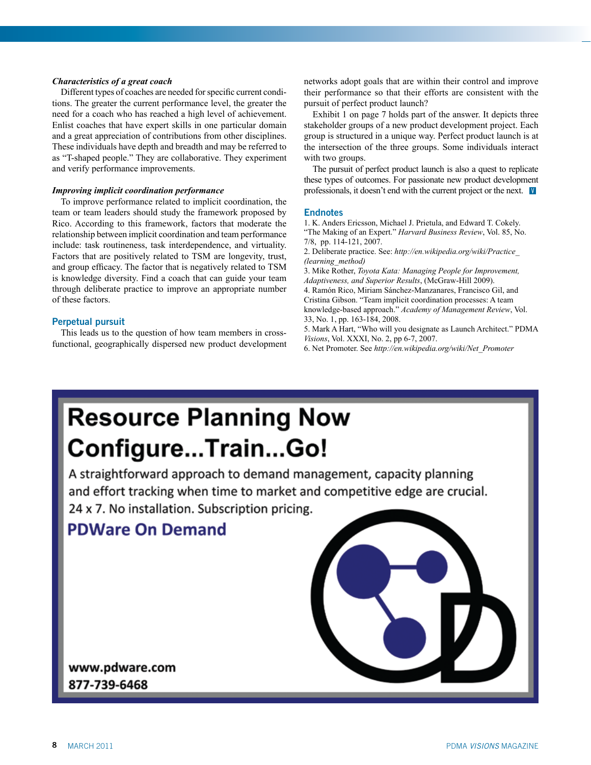### *Characteristics of a great coach*

Different types of coaches are needed for specific current conditions. The greater the current performance level, the greater the need for a coach who has reached a high level of achievement. Enlist coaches that have expert skills in one particular domain and a great appreciation of contributions from other disciplines. These individuals have depth and breadth and may be referred to as "T-shaped people." They are collaborative. They experiment and verify performance improvements.

### *Improving implicit coordination performance*

To improve performance related to implicit coordination, the team or team leaders should study the framework proposed by Rico. According to this framework, factors that moderate the relationship between implicit coordination and team performance include: task routineness, task interdependence, and virtuality. Factors that are positively related to TSM are longevity, trust, and group efficacy. The factor that is negatively related to TSM is knowledge diversity. Find a coach that can guide your team through deliberate practice to improve an appropriate number of these factors.

## Perpetual pursuit

This leads us to the question of how team members in cross-functional, geographically dispersed new product development networks adopt goals that are within their control and improve their performance so that their efforts are consistent with the pursuit of perfect product launch?

Exhibit 1 on page 7 holds part of the answer. It depicts three stakeholder groups of a new product development project. Each group is structured in a unique way. Perfect product launch is at the intersection of the three groups. Some individuals interact with two groups.

The pursuit of perfect product launch is also a quest to replicate these types of outcomes. For passionate new product development professionals, it doesn't end with the current project or the next.

## Endnotes

1. K. Anders Ericsson, Michael J. Prietula, and Edward T. Cokely. "The Making of an Expert." *Harvard Business Review*, Vol. 85, No. 7/8, pp. 114-121, 2007.
2. Deliberate practice. See: *http://en.wikipedia.org/wiki/Practice_(learning_method)*
3. Mike Rother, *Toyota Kata: Managing People for Improvement, Adaptiveness, and Superior Results*, (McGraw-Hill 2009).
4. Ramón Rico, Miriam Sánchez-Manzanares, Francisco Gil, and Cristina Gibson. "Team implicit coordination processes: A team knowledge-based approach." *Academy of Management Review*, Vol. 33, No. 1, pp. 163-184, 2008.
5. Mark A Hart, "Who will you designate as Launch Architect." PDMA *Visions*, Vol. XXXI, No. 2, pp 6-7, 2007.
6. Net Promoter. See *http://en.wikipedia.org/wiki/Net_Promoter*

# Resource Planning Now
# Configure...Train...Go!

A straightforward approach to demand management, capacity planning and effort tracking when time to market and competitive edge are crucial. 24 x 7. No installation. Subscription pricing.

**PDWare On Demand**

www.pdware.com
877-739-6468